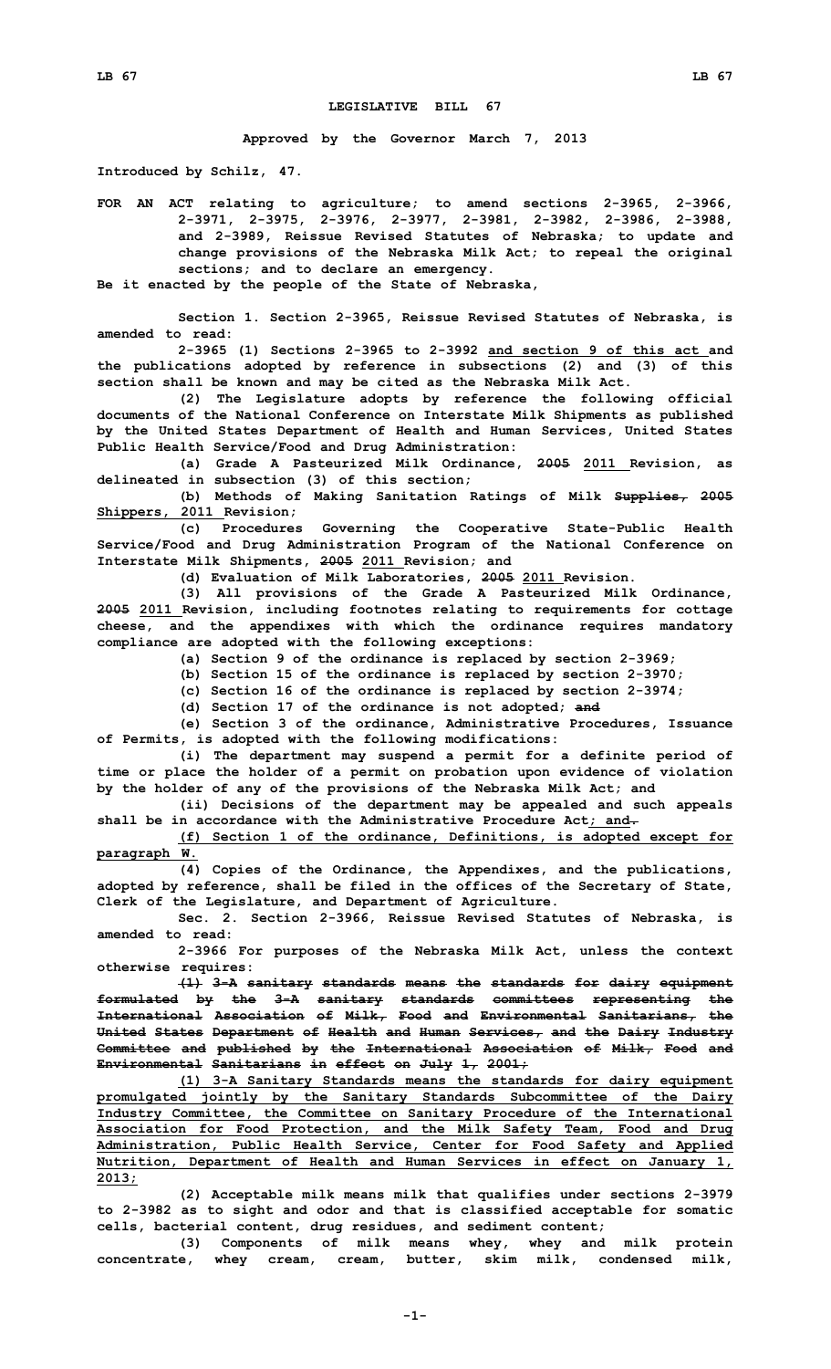# LEGISLATIVE BILL 67

**Approved by the Governor March 7, 2013**

**Introduced by Schilz, 47.**

FOR AN ACT relating to agriculture; to amend sections 2-3965, 2-3966, 2-3971, 2-3975, 2-3976, 2-3977, 2-3981, 2-3982, 2-3986, 2-3988, and 2-3989, Reissue Revised Statutes of Nebraska; to update and change provisions of the Nebraska Milk Act; to repeal the original sections; and to declare an emergency.

Be it enacted by the people of the State of Nebraska,

Section 1. Section 2-3965, Reissue Revised Statutes of Nebraska, is amended to read:

2-3965 (1) Sections 2-3965 to 2-3992 <u>and section 9 of this act</u> and the publications adopted by reference in subsections (2) and (3) of this section shall be known and may be cited as the Nebraska Milk Act.

(2) The Legislature adopts by reference the following official documents of the National Conference on Interstate Milk Shipments as published by the United States Department of Health and Human Services, United States Public Health Service/Food and Drug Administration:

(a) Grade A Pasteurized Milk Ordinance, ~~2005~~ <u>2011</u> Revision, as delineated in subsection (3) of this section;

(b) Methods of Making Sanitation Ratings of Milk ~~Supplies, 2005~~ <u>Shippers, 2011</u> Revision;

(c) Procedures Governing the Cooperative State-Public Health Service/Food and Drug Administration Program of the National Conference on Interstate Milk Shipments, ~~2005~~ <u>2011</u> Revision; and

(d) Evaluation of Milk Laboratories, ~~2005~~ <u>2011</u> Revision.

(3) All provisions of the Grade A Pasteurized Milk Ordinance, ~~2005~~ <u>2011</u> Revision, including footnotes relating to requirements for cottage cheese, and the appendixes with which the ordinance requires mandatory compliance are adopted with the following exceptions:

(a) Section 9 of the ordinance is replaced by section 2-3969;

(b) Section 15 of the ordinance is replaced by section 2-3970;

(c) Section 16 of the ordinance is replaced by section 2-3974;

(d) Section 17 of the ordinance is not adopted; ~~and~~

(e) Section 3 of the ordinance, Administrative Procedures, Issuance of Permits, is adopted with the following modifications:

(i) The department may suspend a permit for a definite period of time or place the holder of a permit on probation upon evidence of violation by the holder of any of the provisions of the Nebraska Milk Act; and

(ii) Decisions of the department may be appealed and such appeals shall be in accordance with the Administrative Procedure Act<u>; and</u>~~.~~

<u>(f) Section 1 of the ordinance, Definitions, is adopted except for paragraph W.</u>

(4) Copies of the Ordinance, the Appendixes, and the publications, adopted by reference, shall be filed in the offices of the Secretary of State, Clerk of the Legislature, and Department of Agriculture.

Sec. 2. Section 2-3966, Reissue Revised Statutes of Nebraska, is amended to read:

2-3966 For purposes of the Nebraska Milk Act, unless the context otherwise requires:

~~(1) 3-A sanitary standards means the standards for dairy equipment formulated by the 3-A sanitary standards committees representing the International Association of Milk, Food and Environmental Sanitarians, the United States Department of Health and Human Services, and the Dairy Industry Committee and published by the International Association of Milk, Food and Environmental Sanitarians in effect on July 1, 2001;~~

<u>(1) 3-A Sanitary Standards means the standards for dairy equipment promulgated jointly by the Sanitary Standards Subcommittee of the Dairy Industry Committee, the Committee on Sanitary Procedure of the International Association for Food Protection, and the Milk Safety Team, Food and Drug Administration, Public Health Service, Center for Food Safety and Applied Nutrition, Department of Health and Human Services in effect on January 1, 2013;</u>

(2) Acceptable milk means milk that qualifies under sections 2-3979 to 2-3982 as to sight and odor and that is classified acceptable for somatic cells, bacterial content, drug residues, and sediment content;

(3) Components of milk means whey, whey and milk protein concentrate, whey cream, cream, butter, skim milk, condensed milk,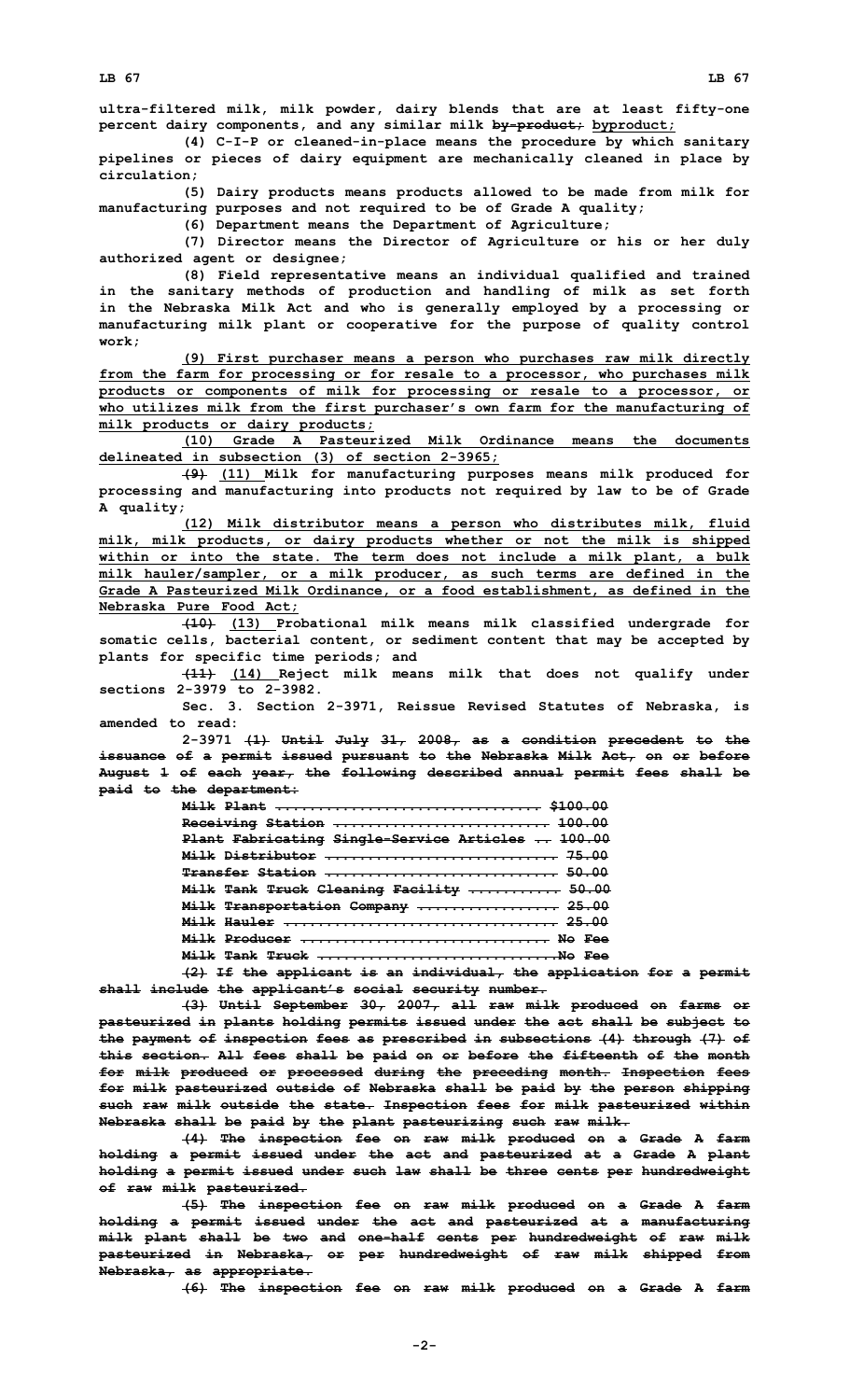**ultra-filtered milk, milk powder, dairy blends that are at least fifty-one percent dairy components, and any similar milk ~~by-product;~~ <u>byproduct;</u>**

**(4) C-I-P or cleaned-in-place means the procedure by which sanitary pipelines or pieces of dairy equipment are mechanically cleaned in place by circulation;**

**(5) Dairy products means products allowed to be made from milk for manufacturing purposes and not required to be of Grade A quality;**

**(6) Department means the Department of Agriculture;**

**(7) Director means the Director of Agriculture or his or her duly authorized agent or designee;**

**(8) Field representative means an individual qualified and trained in the sanitary methods of production and handling of milk as set forth in the Nebraska Milk Act and who is generally employed by a processing or manufacturing milk plant or cooperative for the purpose of quality control work;**

**<u>(9) First purchaser means a person who purchases raw milk directly from the farm for processing or for resale to a processor, who purchases milk products or components of milk for processing or resale to a processor, or who utilizes milk from the first purchaser's own farm for the manufacturing of milk products or dairy products;</u>**

**<u>(10) Grade A Pasteurized Milk Ordinance means the documents delineated in subsection (3) of section 2-3965;</u>**

**~~(9)~~ <u>(11)</u> Milk for manufacturing purposes means milk produced for processing and manufacturing into products not required by law to be of Grade A quality;**

**<u>(12) Milk distributor means a person who distributes milk, fluid milk, milk products, or dairy products whether or not the milk is shipped within or into the state. The term does not include a milk plant, a bulk milk hauler/sampler, or a milk producer, as such terms are defined in the Grade A Pasteurized Milk Ordinance, or a food establishment, as defined in the Nebraska Pure Food Act;</u>**

**~~(10)~~ <u>(13)</u> Probational milk means milk classified undergrade for somatic cells, bacterial content, or sediment content that may be accepted by plants for specific time periods; and**

**~~(11)~~ <u>(14)</u> Reject milk means milk that does not qualify under sections 2-3979 to 2-3982.**

**Sec. 3. Section 2-3971, Reissue Revised Statutes of Nebraska, is amended to read:**

**2-3971 ~~(1) Until July 31, 2008, as a condition precedent to the issuance of a permit issued pursuant to the Nebraska Milk Act, on or before August 1 of each year, the following described annual permit fees shall be paid to the department:~~**

| | |
|---|---|
| ~~Milk Plant~~ | ~~$100.00~~ |
| ~~Receiving Station~~ | ~~100.00~~ |
| ~~Plant Fabricating Single-Service Articles~~ | ~~100.00~~ |
| ~~Milk Distributor~~ | ~~75.00~~ |
| ~~Transfer Station~~ | ~~50.00~~ |
| ~~Milk Tank Truck Cleaning Facility~~ | ~~50.00~~ |
| ~~Milk Transportation Company~~ | ~~25.00~~ |
| ~~Milk Hauler~~ | ~~25.00~~ |
| ~~Milk Producer~~ | ~~No Fee~~ |
| ~~Milk Tank Truck~~ | ~~No Fee~~ |

**~~(2) If the applicant is an individual, the application for a permit shall include the applicant's social security number.~~**

**~~(3) Until September 30, 2007, all raw milk produced on farms or pasteurized in plants holding permits issued under the act shall be subject to the payment of inspection fees as prescribed in subsections (4) through (7) of this section. All fees shall be paid on or before the fifteenth of the month for milk produced or processed during the preceding month. Inspection fees for milk pasteurized outside of Nebraska shall be paid by the person shipping such raw milk outside the state. Inspection fees for milk pasteurized within Nebraska shall be paid by the plant pasteurizing such raw milk.~~**

**~~(4) The inspection fee on raw milk produced on a Grade A farm holding a permit issued under the act and pasteurized at a Grade A plant holding a permit issued under such law shall be three cents per hundredweight of raw milk pasteurized.~~**

**~~(5) The inspection fee on raw milk produced on a Grade A farm holding a permit issued under the act and pasteurized at a manufacturing milk plant shall be two and one-half cents per hundredweight of raw milk pasteurized in Nebraska, or per hundredweight of raw milk shipped from Nebraska, as appropriate.~~**

**~~(6) The inspection fee on raw milk produced on a Grade A farm~~**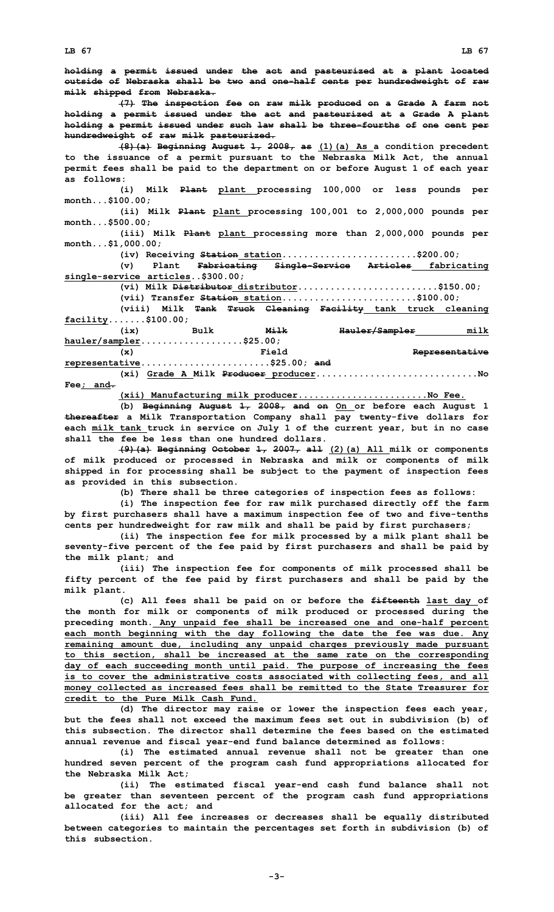holding a permit issued under the act and pasteurized at a plant located outside of Nebraska shall be two and one-half cents per hundredweight of raw milk shipped from Nebraska.

(7) The inspection fee on raw milk produced on a Grade A farm not holding a permit issued under the act and pasteurized at a Grade A plant holding a permit issued under such law shall be three-fourths of one cent per hundredweight of raw milk pasteurized.

(8)(a) Beginning August 1, 2008, as (1)(a) As a condition precedent to the issuance of a permit pursuant to the Nebraska Milk Act, the annual permit fees shall be paid to the department on or before August 1 of each year as follows:

(i) Milk Plant plant processing 100,000 or less pounds per month...$100.00;

(ii) Milk Plant plant processing 100,001 to 2,000,000 pounds per month...$500.00;

(iii) Milk Plant plant processing more than 2,000,000 pounds per month...$1,000.00;

(iv) Receiving Station station........................$200.00;

(v) Plant Fabricating Single-Service Articles fabricating single-service articles..$300.00;

(vi) Milk Distributor distributor.........................$150.00;

(vii) Transfer Station station........................$100.00;

(viii) Milk Tank Truck Cleaning Facility tank truck cleaning facility.......$100.00;

(ix) Bulk Milk Hauler/Sampler milk hauler/sampler..................$25.00;

(x) Field Representative representative........................$25.00; and

(xi) Grade A Milk Producer producer..............................No Fee; and.

(xii) Manufacturing milk producer........................No Fee.

(b) Beginning August 1, 2008, and on On or before each August 1 thereafter a Milk Transportation Company shall pay twenty-five dollars for each milk tank truck in service on July 1 of the current year, but in no case shall the fee be less than one hundred dollars.

(9)(a) Beginning October 1, 2007, all (2)(a) All milk or components of milk produced or processed in Nebraska and milk or components of milk shipped in for processing shall be subject to the payment of inspection fees as provided in this subsection.

(b) There shall be three categories of inspection fees as follows:

(i) The inspection fee for raw milk purchased directly off the farm by first purchasers shall have a maximum inspection fee of two and five-tenths cents per hundredweight for raw milk and shall be paid by first purchasers;

(ii) The inspection fee for milk processed by a milk plant shall be seventy-five percent of the fee paid by first purchasers and shall be paid by the milk plant; and

(iii) The inspection fee for components of milk processed shall be fifty percent of the fee paid by first purchasers and shall be paid by the milk plant.

(c) All fees shall be paid on or before the fifteenth last day of the month for milk or components of milk produced or processed during the preceding month. Any unpaid fee shall be increased one and one-half percent each month beginning with the day following the date the fee was due. Any remaining amount due, including any unpaid charges previously made pursuant to this section, shall be increased at the same rate on the corresponding day of each succeeding month until paid. The purpose of increasing the fees is to cover the administrative costs associated with collecting fees, and all money collected as increased fees shall be remitted to the State Treasurer for credit to the Pure Milk Cash Fund.

(d) The director may raise or lower the inspection fees each year, but the fees shall not exceed the maximum fees set out in subdivision (b) of this subsection. The director shall determine the fees based on the estimated annual revenue and fiscal year-end fund balance determined as follows:

(i) The estimated annual revenue shall not be greater than one hundred seven percent of the program cash fund appropriations allocated for the Nebraska Milk Act;

(ii) The estimated fiscal year-end cash fund balance shall not be greater than seventeen percent of the program cash fund appropriations allocated for the act; and

(iii) All fee increases or decreases shall be equally distributed between categories to maintain the percentages set forth in subdivision (b) of this subsection.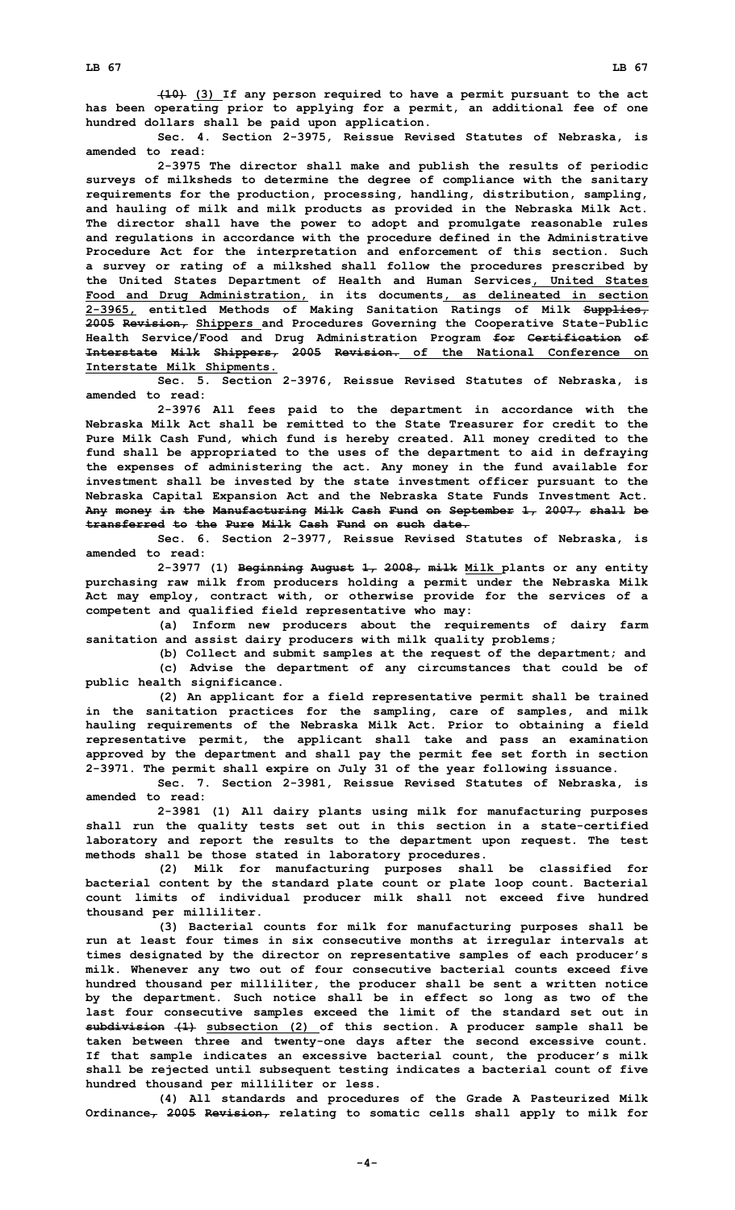~~(10)~~ <u>(3)</u> If any person required to have a permit pursuant to the act has been operating prior to applying for a permit, an additional fee of one hundred dollars shall be paid upon application.

Sec. 4. Section 2-3975, Reissue Revised Statutes of Nebraska, is amended to read:

2-3975 The director shall make and publish the results of periodic surveys of milksheds to determine the degree of compliance with the sanitary requirements for the production, processing, handling, distribution, sampling, and hauling of milk and milk products as provided in the Nebraska Milk Act. The director shall have the power to adopt and promulgate reasonable rules and regulations in accordance with the procedure defined in the Administrative Procedure Act for the interpretation and enforcement of this section. Such a survey or rating of a milkshed shall follow the procedures prescribed by the United States Department of Health and Human Services<u>, United States Food and Drug Administration,</u> in its documents<u>, as delineated in section 2-3965,</u> entitled Methods of Making Sanitation Ratings of Milk ~~Supplies, 2005 Revision,~~ <u>Shippers</u> and Procedures Governing the Cooperative State-Public Health Service/Food and Drug Administration Program ~~for Certification of Interstate Milk Shippers, 2005 Revision.~~ <u>of the National Conference on Interstate Milk Shipments.</u>

Sec. 5. Section 2-3976, Reissue Revised Statutes of Nebraska, is amended to read:

2-3976 All fees paid to the department in accordance with the Nebraska Milk Act shall be remitted to the State Treasurer for credit to the Pure Milk Cash Fund, which fund is hereby created. All money credited to the fund shall be appropriated to the uses of the department to aid in defraying the expenses of administering the act. Any money in the fund available for investment shall be invested by the state investment officer pursuant to the Nebraska Capital Expansion Act and the Nebraska State Funds Investment Act. ~~Any money in the Manufacturing Milk Cash Fund on September 1, 2007, shall be transferred to the Pure Milk Cash Fund on such date.~~

Sec. 6. Section 2-3977, Reissue Revised Statutes of Nebraska, is amended to read:

2-3977 (1) ~~Beginning August 1, 2008, milk~~ <u>Milk</u> plants or any entity purchasing raw milk from producers holding a permit under the Nebraska Milk Act may employ, contract with, or otherwise provide for the services of a competent and qualified field representative who may:

(a) Inform new producers about the requirements of dairy farm sanitation and assist dairy producers with milk quality problems;

(b) Collect and submit samples at the request of the department; and

(c) Advise the department of any circumstances that could be of public health significance.

(2) An applicant for a field representative permit shall be trained in the sanitation practices for the sampling, care of samples, and milk hauling requirements of the Nebraska Milk Act. Prior to obtaining a field representative permit, the applicant shall take and pass an examination approved by the department and shall pay the permit fee set forth in section 2-3971. The permit shall expire on July 31 of the year following issuance.

Sec. 7. Section 2-3981, Reissue Revised Statutes of Nebraska, is amended to read:

2-3981 (1) All dairy plants using milk for manufacturing purposes shall run the quality tests set out in this section in a state-certified laboratory and report the results to the department upon request. The test methods shall be those stated in laboratory procedures.

(2) Milk for manufacturing purposes shall be classified for bacterial content by the standard plate count or plate loop count. Bacterial count limits of individual producer milk shall not exceed five hundred thousand per milliliter.

(3) Bacterial counts for milk for manufacturing purposes shall be run at least four times in six consecutive months at irregular intervals at times designated by the director on representative samples of each producer's milk. Whenever any two out of four consecutive bacterial counts exceed five hundred thousand per milliliter, the producer shall be sent a written notice by the department. Such notice shall be in effect so long as two of the last four consecutive samples exceed the limit of the standard set out in ~~subdivision (1)~~ <u>subsection (2)</u> of this section. A producer sample shall be taken between three and twenty-one days after the second excessive count. If that sample indicates an excessive bacterial count, the producer's milk shall be rejected until subsequent testing indicates a bacterial count of five hundred thousand per milliliter or less.

(4) All standards and procedures of the Grade A Pasteurized Milk Ordinance~~, 2005 Revision,~~ relating to somatic cells shall apply to milk for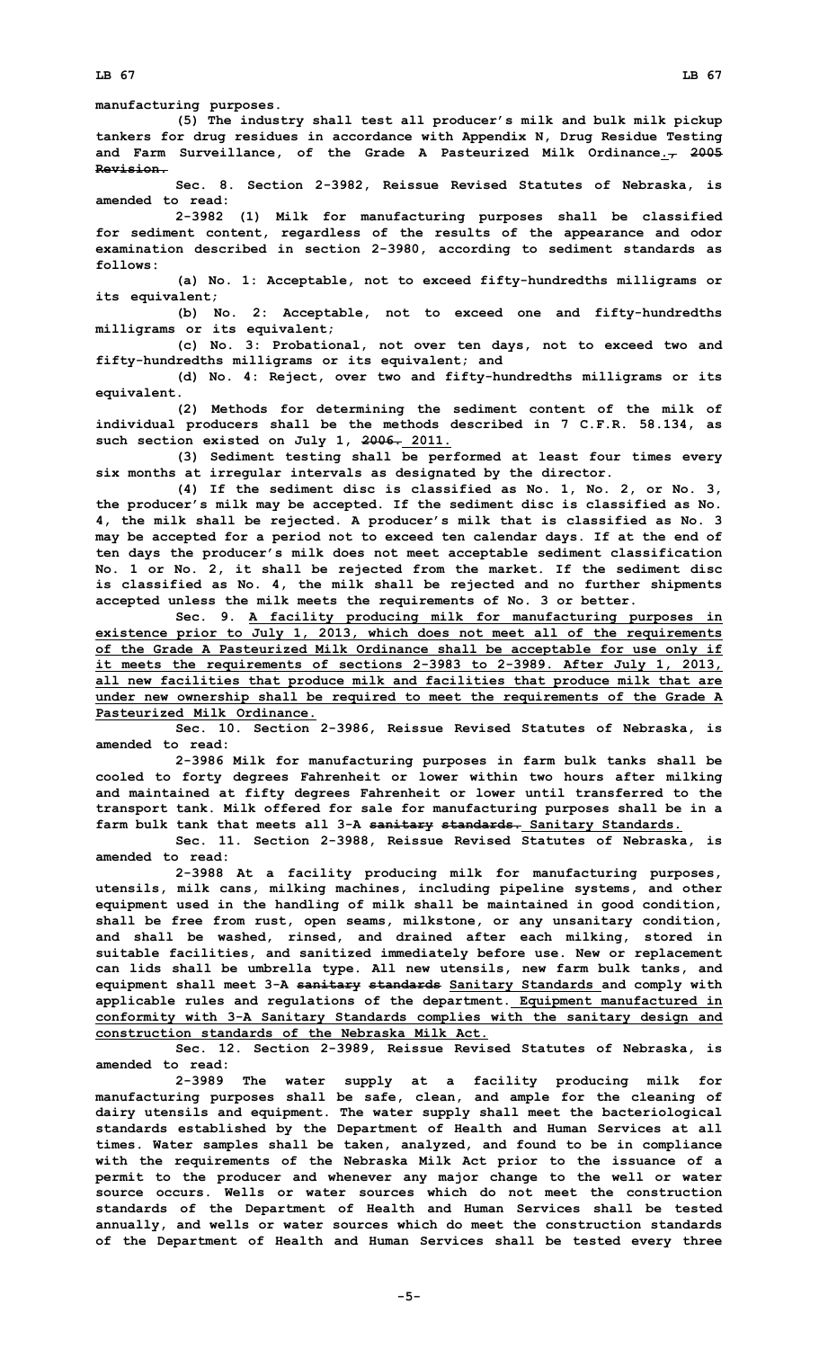manufacturing purposes.

(5) The industry shall test all producer's milk and bulk milk pickup tankers for drug residues in accordance with Appendix N, Drug Residue Testing and Farm Surveillance, of the Grade A Pasteurized Milk Ordinance.~~, 2005 Revision.~~

Sec. 8. Section 2-3982, Reissue Revised Statutes of Nebraska, is amended to read:

2-3982 (1) Milk for manufacturing purposes shall be classified for sediment content, regardless of the results of the appearance and odor examination described in section 2-3980, according to sediment standards as follows:

(a) No. 1: Acceptable, not to exceed fifty-hundredths milligrams or its equivalent;

(b) No. 2: Acceptable, not to exceed one and fifty-hundredths milligrams or its equivalent;

(c) No. 3: Probational, not over ten days, not to exceed two and fifty-hundredths milligrams or its equivalent; and

(d) No. 4: Reject, over two and fifty-hundredths milligrams or its equivalent.

(2) Methods for determining the sediment content of the milk of individual producers shall be the methods described in 7 C.F.R. 58.134, as such section existed on July 1, ~~2006.~~ 2011.

(3) Sediment testing shall be performed at least four times every six months at irregular intervals as designated by the director.

(4) If the sediment disc is classified as No. 1, No. 2, or No. 3, the producer's milk may be accepted. If the sediment disc is classified as No. 4, the milk shall be rejected. A producer's milk that is classified as No. 3 may be accepted for a period not to exceed ten calendar days. If at the end of ten days the producer's milk does not meet acceptable sediment classification No. 1 or No. 2, it shall be rejected from the market. If the sediment disc is classified as No. 4, the milk shall be rejected and no further shipments accepted unless the milk meets the requirements of No. 3 or better.

Sec. 9. A facility producing milk for manufacturing purposes in existence prior to July 1, 2013, which does not meet all of the requirements of the Grade A Pasteurized Milk Ordinance shall be acceptable for use only if it meets the requirements of sections 2-3983 to 2-3989. After July 1, 2013, all new facilities that produce milk and facilities that produce milk that are under new ownership shall be required to meet the requirements of the Grade A Pasteurized Milk Ordinance.

Sec. 10. Section 2-3986, Reissue Revised Statutes of Nebraska, is amended to read:

2-3986 Milk for manufacturing purposes in farm bulk tanks shall be cooled to forty degrees Fahrenheit or lower within two hours after milking and maintained at fifty degrees Fahrenheit or lower until transferred to the transport tank. Milk offered for sale for manufacturing purposes shall be in a farm bulk tank that meets all 3-A ~~sanitary standards.~~ Sanitary Standards.

Sec. 11. Section 2-3988, Reissue Revised Statutes of Nebraska, is amended to read:

2-3988 At a facility producing milk for manufacturing purposes, utensils, milk cans, milking machines, including pipeline systems, and other equipment used in the handling of milk shall be maintained in good condition, shall be free from rust, open seams, milkstone, or any unsanitary condition, and shall be washed, rinsed, and drained after each milking, stored in suitable facilities, and sanitized immediately before use. New or replacement can lids shall be umbrella type. All new utensils, new farm bulk tanks, and equipment shall meet 3-A ~~sanitary standards~~ Sanitary Standards and comply with applicable rules and regulations of the department. Equipment manufactured in conformity with 3-A Sanitary Standards complies with the sanitary design and construction standards of the Nebraska Milk Act.

Sec. 12. Section 2-3989, Reissue Revised Statutes of Nebraska, is amended to read:

2-3989 The water supply at a facility producing milk for manufacturing purposes shall be safe, clean, and ample for the cleaning of dairy utensils and equipment. The water supply shall meet the bacteriological standards established by the Department of Health and Human Services at all times. Water samples shall be taken, analyzed, and found to be in compliance with the requirements of the Nebraska Milk Act prior to the issuance of a permit to the producer and whenever any major change to the well or water source occurs. Wells or water sources which do not meet the construction standards of the Department of Health and Human Services shall be tested annually, and wells or water sources which do meet the construction standards of the Department of Health and Human Services shall be tested every three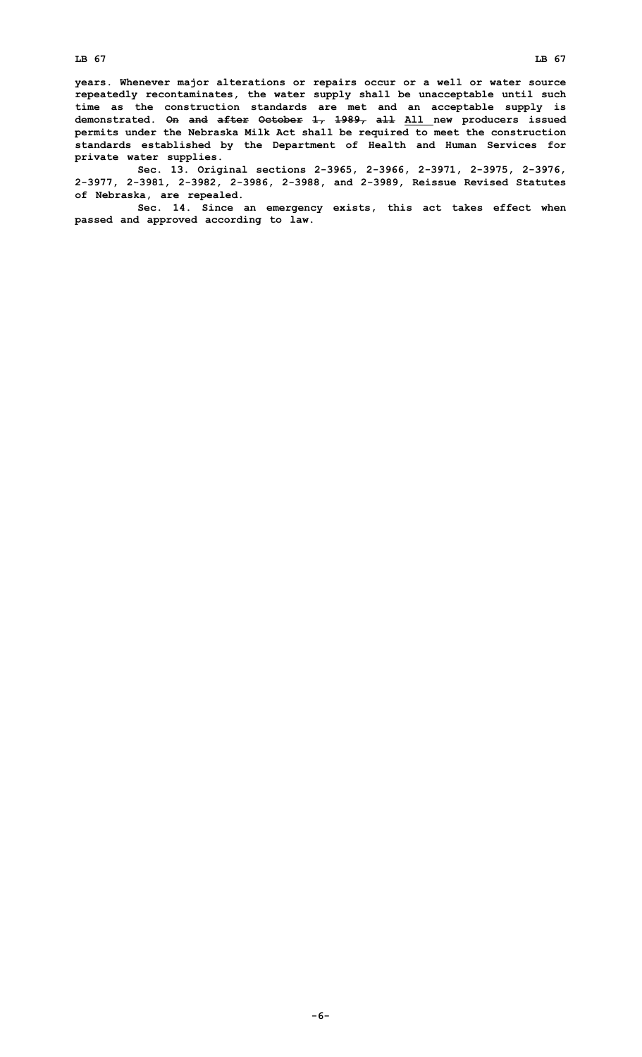years. Whenever major alterations or repairs occur or a well or water source repeatedly recontaminates, the water supply shall be unacceptable until such time as the construction standards are met and an acceptable supply is demonstrated. ~~On and after October 1, 1989, all~~ All new producers issued permits under the Nebraska Milk Act shall be required to meet the construction standards established by the Department of Health and Human Services for private water supplies.

Sec. 13. Original sections 2-3965, 2-3966, 2-3971, 2-3975, 2-3976, 2-3977, 2-3981, 2-3982, 2-3986, 2-3988, and 2-3989, Reissue Revised Statutes of Nebraska, are repealed.

Sec. 14. Since an emergency exists, this act takes effect when passed and approved according to law.